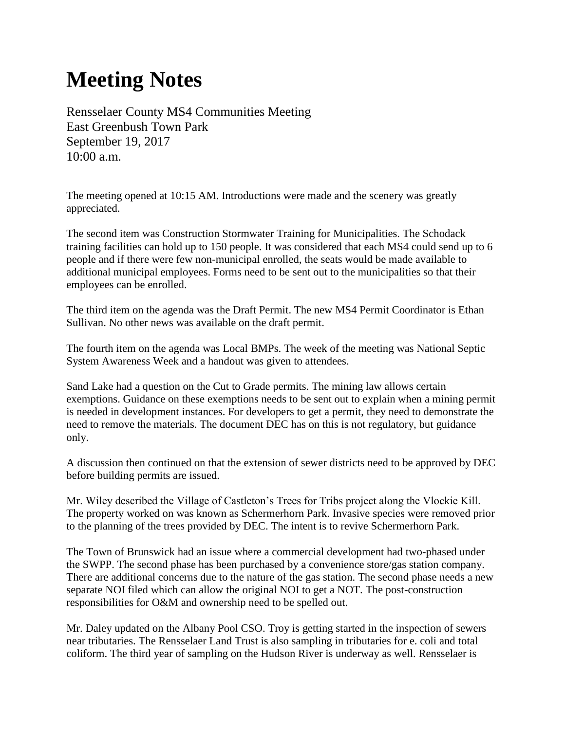# Meeting Notes

Rensselaer County MS4 Communities Meeting
East Greenbush Town Park
September 19, 2017
10:00 a.m.

The meeting opened at 10:15 AM. Introductions were made and the scenery was greatly appreciated.

The second item was Construction Stormwater Training for Municipalities. The Schodack training facilities can hold up to 150 people. It was considered that each MS4 could send up to 6 people and if there were few non-municipal enrolled, the seats would be made available to additional municipal employees. Forms need to be sent out to the municipalities so that their employees can be enrolled.

The third item on the agenda was the Draft Permit. The new MS4 Permit Coordinator is Ethan Sullivan. No other news was available on the draft permit.

The fourth item on the agenda was Local BMPs. The week of the meeting was National Septic System Awareness Week and a handout was given to attendees.

Sand Lake had a question on the Cut to Grade permits. The mining law allows certain exemptions. Guidance on these exemptions needs to be sent out to explain when a mining permit is needed in development instances. For developers to get a permit, they need to demonstrate the need to remove the materials. The document DEC has on this is not regulatory, but guidance only.

A discussion then continued on that the extension of sewer districts need to be approved by DEC before building permits are issued.

Mr. Wiley described the Village of Castleton's Trees for Tribs project along the Vlockie Kill. The property worked on was known as Schermerhorn Park. Invasive species were removed prior to the planning of the trees provided by DEC. The intent is to revive Schermerhorn Park.

The Town of Brunswick had an issue where a commercial development had two-phased under the SWPP. The second phase has been purchased by a convenience store/gas station company. There are additional concerns due to the nature of the gas station. The second phase needs a new separate NOI filed which can allow the original NOI to get a NOT. The post-construction responsibilities for O&M and ownership need to be spelled out.

Mr. Daley updated on the Albany Pool CSO. Troy is getting started in the inspection of sewers near tributaries. The Rensselaer Land Trust is also sampling in tributaries for e. coli and total coliform. The third year of sampling on the Hudson River is underway as well. Rensselaer is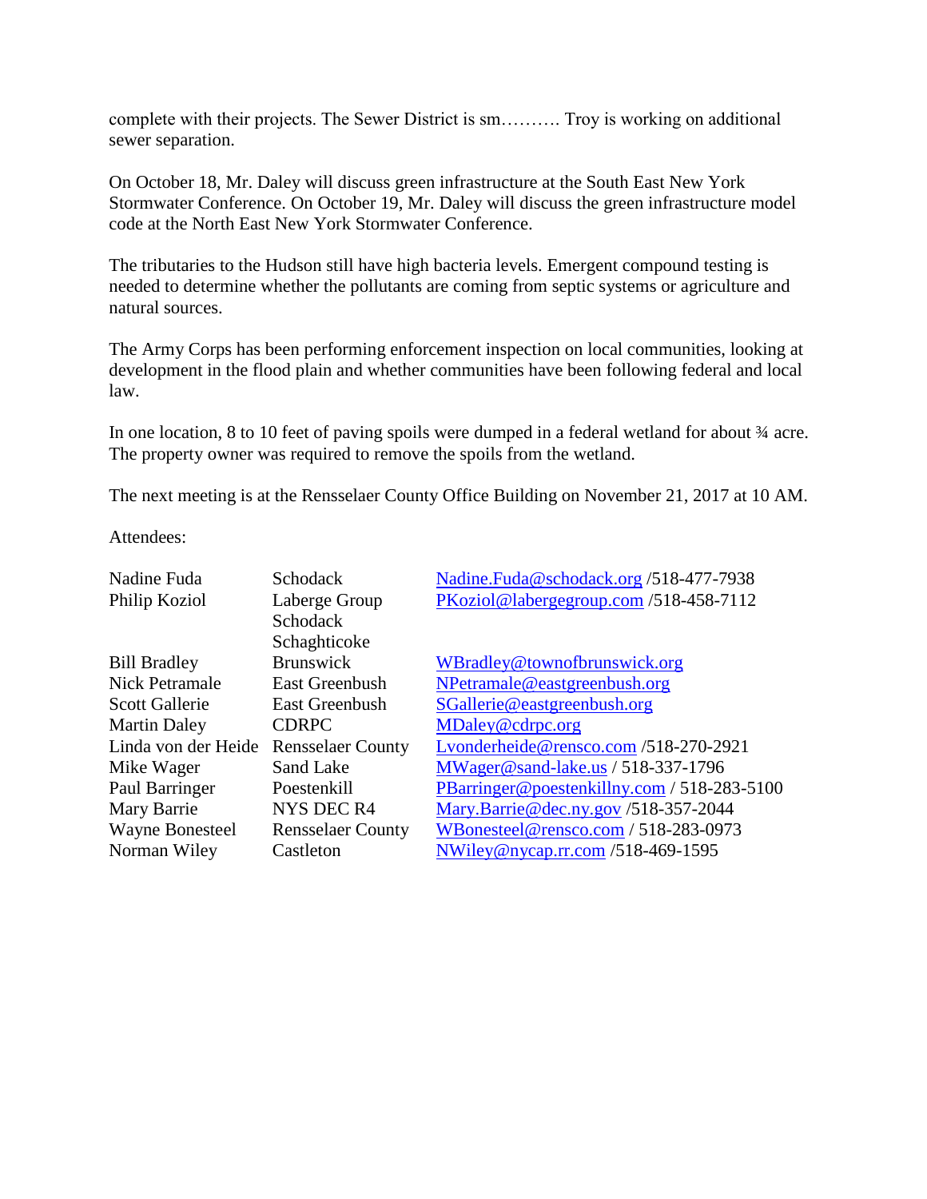complete with their projects. The Sewer District is sm………. Troy is working on additional sewer separation.

On October 18, Mr. Daley will discuss green infrastructure at the South East New York Stormwater Conference. On October 19, Mr. Daley will discuss the green infrastructure model code at the North East New York Stormwater Conference.

The tributaries to the Hudson still have high bacteria levels. Emergent compound testing is needed to determine whether the pollutants are coming from septic systems or agriculture and natural sources.

The Army Corps has been performing enforcement inspection on local communities, looking at development in the flood plain and whether communities have been following federal and local law.

In one location, 8 to 10 feet of paving spoils were dumped in a federal wetland for about ¾ acre. The property owner was required to remove the spoils from the wetland.

The next meeting is at the Rensselaer County Office Building on November 21, 2017 at 10 AM.

Attendees:

| | | |
|---|---|---|
| Nadine Fuda | Schodack | Nadine.Fuda@schodack.org /518-477-7938 |
| Philip Koziol | Laberge Group<br>Schodack<br>Schaghticoke | PKoziol@labergegroup.com /518-458-7112 |
| Bill Bradley | Brunswick | WBradley@townofbrunswick.org |
| Nick Petramale | East Greenbush | NPetramale@eastgreenbush.org |
| Scott Gallerie | East Greenbush | SGallerie@eastgreenbush.org |
| Martin Daley | CDRPC | MDaley@cdrpc.org |
| Linda von der Heide | Rensselaer County | Lvonderheide@rensco.com /518-270-2921 |
| Mike Wager | Sand Lake | MWager@sand-lake.us / 518-337-1796 |
| Paul Barringer | Poestenkill | PBarringer@poestenkillny.com / 518-283-5100 |
| Mary Barrie | NYS DEC R4 | Mary.Barrie@dec.ny.gov /518-357-2044 |
| Wayne Bonesteel | Rensselaer County | WBonesteel@rensco.com / 518-283-0973 |
| Norman Wiley | Castleton | NWiley@nycap.rr.com /518-469-1595 |